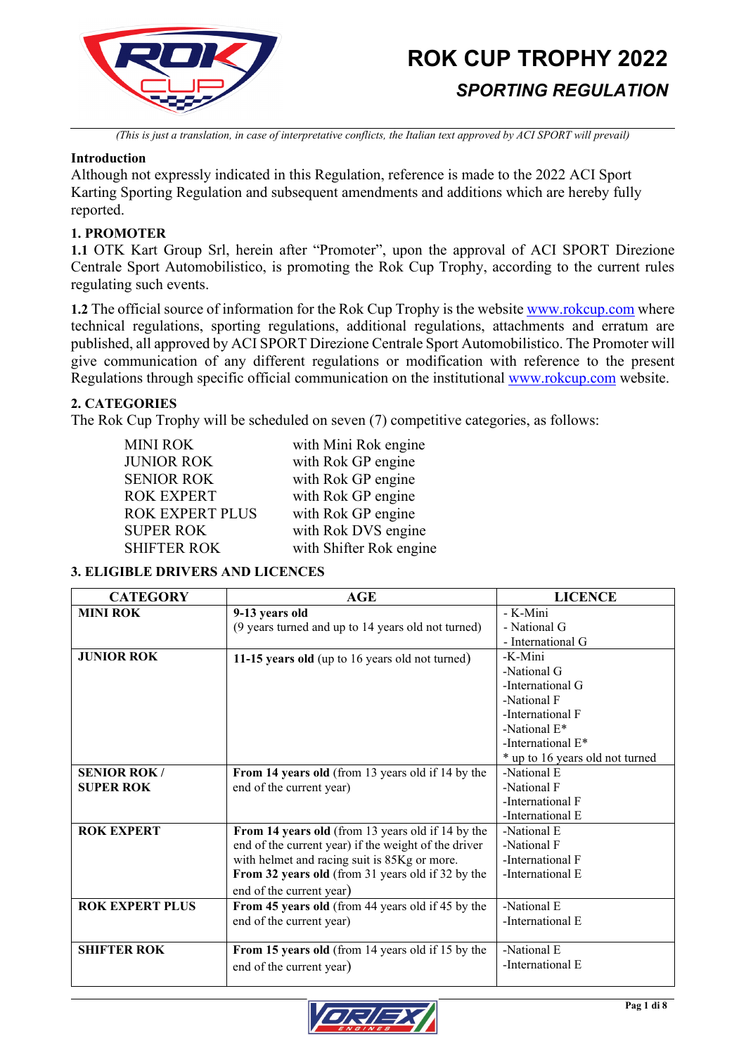# ROK CUP TROPHY 2022

## *SPORTING REGULATION*

*(This is just a translation, in case of interpretative conflicts, the Italian text approved by ACI SPORT will prevail)*

**Introduction**

Although not expressly indicated in this Regulation, reference is made to the 2022 ACI Sport Karting Sporting Regulation and subsequent amendments and additions which are hereby fully reported.

**1. PROMOTER**

**1.1** OTK Kart Group Srl, herein after "Promoter", upon the approval of ACI SPORT Direzione Centrale Sport Automobilistico, is promoting the Rok Cup Trophy, according to the current rules regulating such events.

**1.2** The official source of information for the Rok Cup Trophy is the website www.rokcup.com where technical regulations, sporting regulations, additional regulations, attachments and erratum are published, all approved by ACI SPORT Direzione Centrale Sport Automobilistico. The Promoter will give communication of any different regulations or modification with reference to the present Regulations through specific official communication on the institutional www.rokcup.com website.

**2. CATEGORIES**

The Rok Cup Trophy will be scheduled on seven (7) competitive categories, as follows:

| | |
|---|---|
| MINI ROK | with Mini Rok engine |
| JUNIOR ROK | with Rok GP engine |
| SENIOR ROK | with Rok GP engine |
| ROK EXPERT | with Rok GP engine |
| ROK EXPERT PLUS | with Rok GP engine |
| SUPER ROK | with Rok DVS engine |
| SHIFTER ROK | with Shifter Rok engine |

**3. ELIGIBLE DRIVERS AND LICENCES**

| CATEGORY | AGE | LICENCE |
|---|---|---|
| **MINI ROK** | **9-13 years old** (9 years turned and up to 14 years old not turned) | - K-Mini<br>- National G<br>- International G |
| **JUNIOR ROK** | **11-15 years old** (up to 16 years old not turned) | -K-Mini<br>-National G<br>-International G<br>-National F<br>-International F<br>-National E*<br>-International E*<br>* up to 16 years old not turned |
| **SENIOR ROK / SUPER ROK** | **From 14 years old** (from 13 years old if 14 by the end of the current year) | -National E<br>-National F<br>-International F<br>-International E |
| **ROK EXPERT** | **From 14 years old** (from 13 years old if 14 by the end of the current year) if the weight of the driver with helmet and racing suit is 85Kg or more.<br>**From 32 years old** (from 31 years old if 32 by the end of the current year) | -National E<br>-National F<br>-International F<br>-International E |
| **ROK EXPERT PLUS** | **From 45 years old** (from 44 years old if 45 by the end of the current year) | -National E<br>-International E |
| **SHIFTER ROK** | **From 15 years old** (from 14 years old if 15 by the end of the current year) | -National E<br>-International E |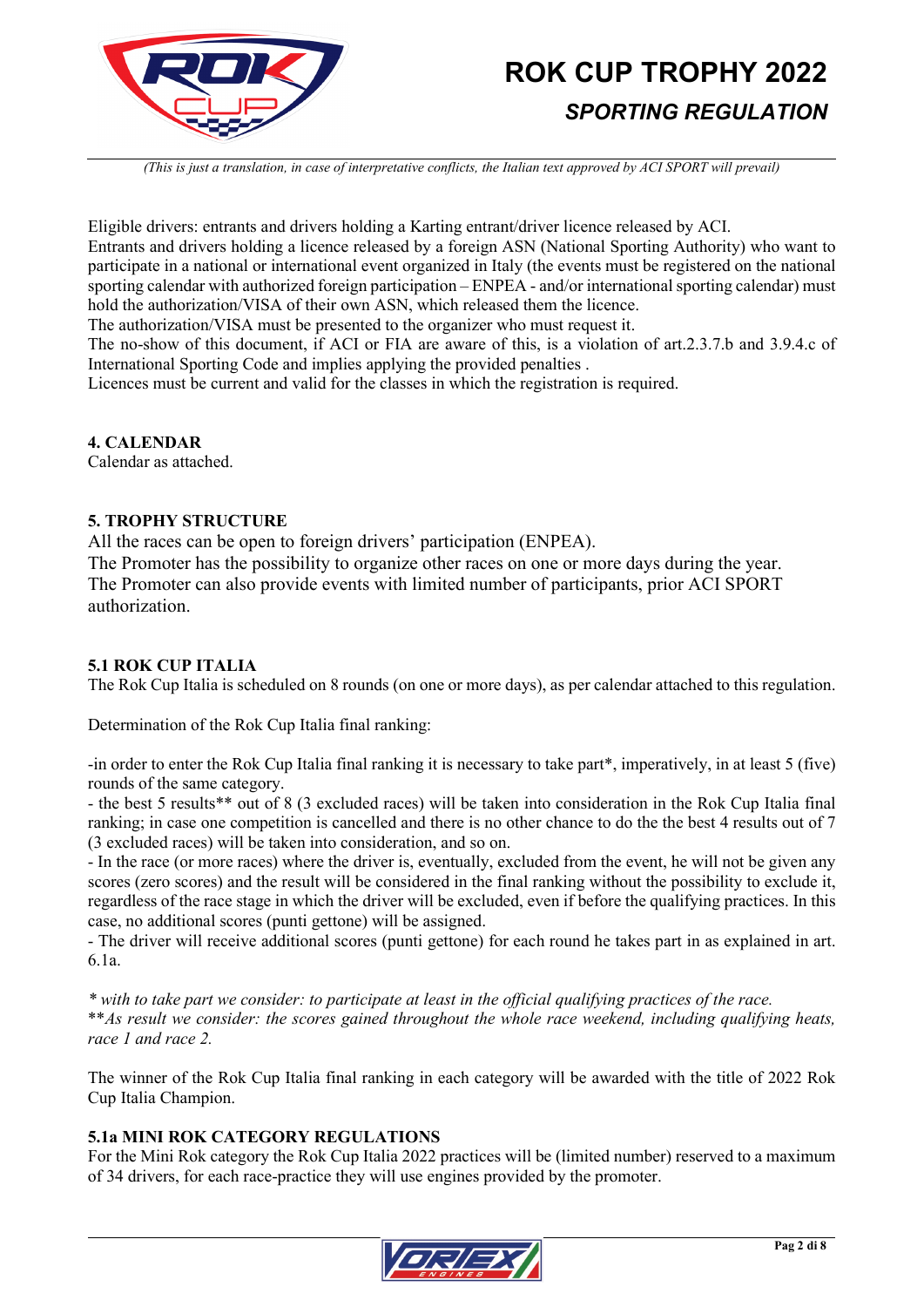Eligible drivers: entrants and drivers holding a Karting entrant/driver licence released by ACI.
Entrants and drivers holding a licence released by a foreign ASN (National Sporting Authority) who want to participate in a national or international event organized in Italy (the events must be registered on the national sporting calendar with authorized foreign participation – ENPEA - and/or international sporting calendar) must hold the authorization/VISA of their own ASN, which released them the licence.
The authorization/VISA must be presented to the organizer who must request it.
The no-show of this document, if ACI or FIA are aware of this, is a violation of art.2.3.7.b and 3.9.4.c of International Sporting Code and implies applying the provided penalties .
Licences must be current and valid for the classes in which the registration is required.

## 4. CALENDAR

Calendar as attached.

## 5. TROPHY STRUCTURE

All the races can be open to foreign drivers' participation (ENPEA).
The Promoter has the possibility to organize other races on one or more days during the year.
The Promoter can also provide events with limited number of participants, prior ACI SPORT authorization.

### 5.1 ROK CUP ITALIA

The Rok Cup Italia is scheduled on 8 rounds (on one or more days), as per calendar attached to this regulation.

Determination of the Rok Cup Italia final ranking:

-in order to enter the Rok Cup Italia final ranking it is necessary to take part*, imperatively, in at least 5 (five) rounds of the same category.
- the best 5 results** out of 8 (3 excluded races) will be taken into consideration in the Rok Cup Italia final ranking; in case one competition is cancelled and there is no other chance to do the the best 4 results out of 7 (3 excluded races) will be taken into consideration, and so on.
- In the race (or more races) where the driver is, eventually, excluded from the event, he will not be given any scores (zero scores) and the result will be considered in the final ranking without the possibility to exclude it, regardless of the race stage in which the driver will be excluded, even if before the qualifying practices. In this case, no additional scores (punti gettone) will be assigned.
- The driver will receive additional scores (punti gettone) for each round he takes part in as explained in art. 6.1a.

*\* with to take part we consider: to participate at least in the official qualifying practices of the race.*
*\*\*As result we consider: the scores gained throughout the whole race weekend, including qualifying heats, race 1 and race 2.*

The winner of the Rok Cup Italia final ranking in each category will be awarded with the title of 2022 Rok Cup Italia Champion.

### 5.1a MINI ROK CATEGORY REGULATIONS

For the Mini Rok category the Rok Cup Italia 2022 practices will be (limited number) reserved to a maximum of 34 drivers, for each race-practice they will use engines provided by the promoter.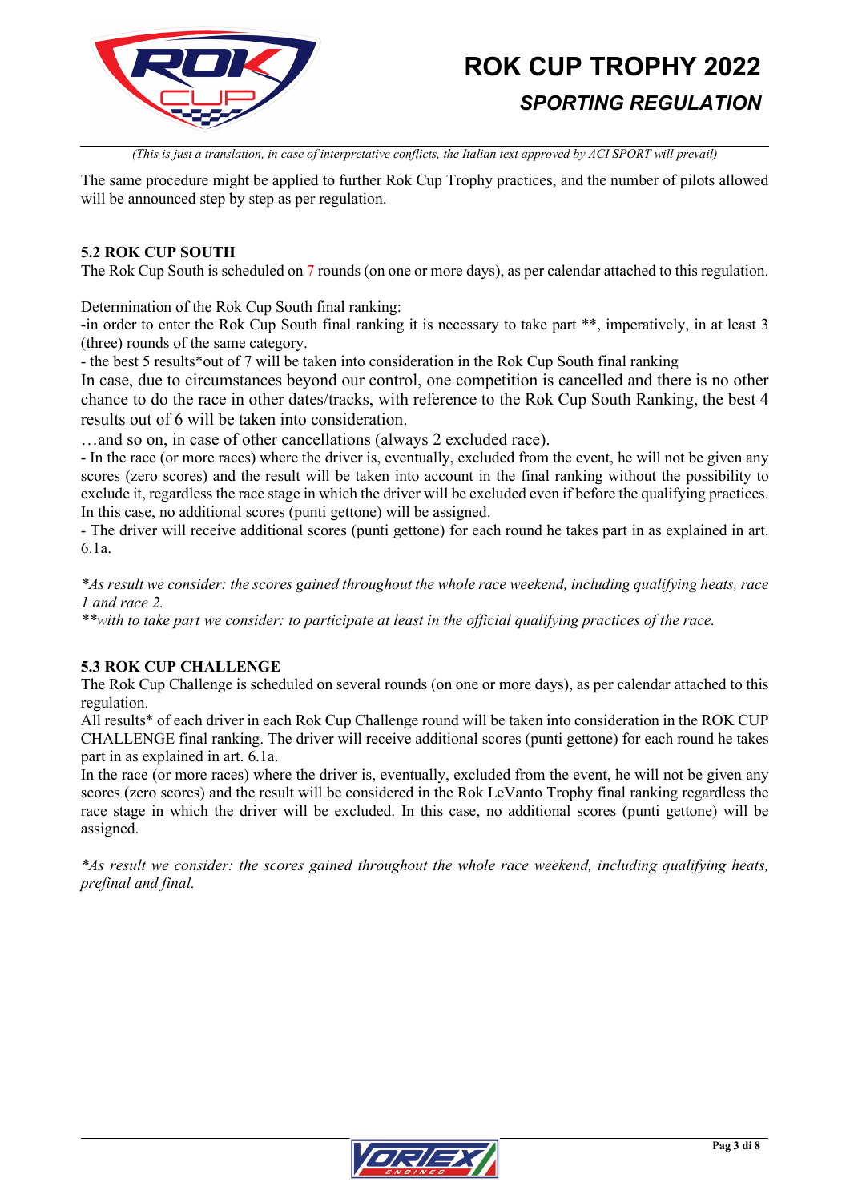(This is just a translation, in case of interpretative conflicts, the Italian text approved by ACI SPORT will prevail)

The same procedure might be applied to further Rok Cup Trophy practices, and the number of pilots allowed will be announced step by step as per regulation.

### 5.2 ROK CUP SOUTH

The Rok Cup South is scheduled on 7 rounds (on one or more days), as per calendar attached to this regulation.

Determination of the Rok Cup South final ranking:

-in order to enter the Rok Cup South final ranking it is necessary to take part **, imperatively, in at least 3 (three) rounds of the same category.

- the best 5 results*out of 7 will be taken into consideration in the Rok Cup South final ranking

In case, due to circumstances beyond our control, one competition is cancelled and there is no other chance to do the race in other dates/tracks, with reference to the Rok Cup South Ranking, the best 4 results out of 6 will be taken into consideration.

…and so on, in case of other cancellations (always 2 excluded race).

- In the race (or more races) where the driver is, eventually, excluded from the event, he will not be given any scores (zero scores) and the result will be taken into account in the final ranking without the possibility to exclude it, regardless the race stage in which the driver will be excluded even if before the qualifying practices. In this case, no additional scores (punti gettone) will be assigned.

- The driver will receive additional scores (punti gettone) for each round he takes part in as explained in art. 6.1a.

*\*As result we consider: the scores gained throughout the whole race weekend, including qualifying heats, race 1 and race 2.*

*\*\*with to take part we consider: to participate at least in the official qualifying practices of the race.*

### 5.3 ROK CUP CHALLENGE

The Rok Cup Challenge is scheduled on several rounds (on one or more days), as per calendar attached to this regulation.

All results* of each driver in each Rok Cup Challenge round will be taken into consideration in the ROK CUP CHALLENGE final ranking. The driver will receive additional scores (punti gettone) for each round he takes part in as explained in art. 6.1a.

In the race (or more races) where the driver is, eventually, excluded from the event, he will not be given any scores (zero scores) and the result will be considered in the Rok LeVanto Trophy final ranking regardless the race stage in which the driver will be excluded. In this case, no additional scores (punti gettone) will be assigned.

*\*As result we consider: the scores gained throughout the whole race weekend, including qualifying heats, prefinal and final.*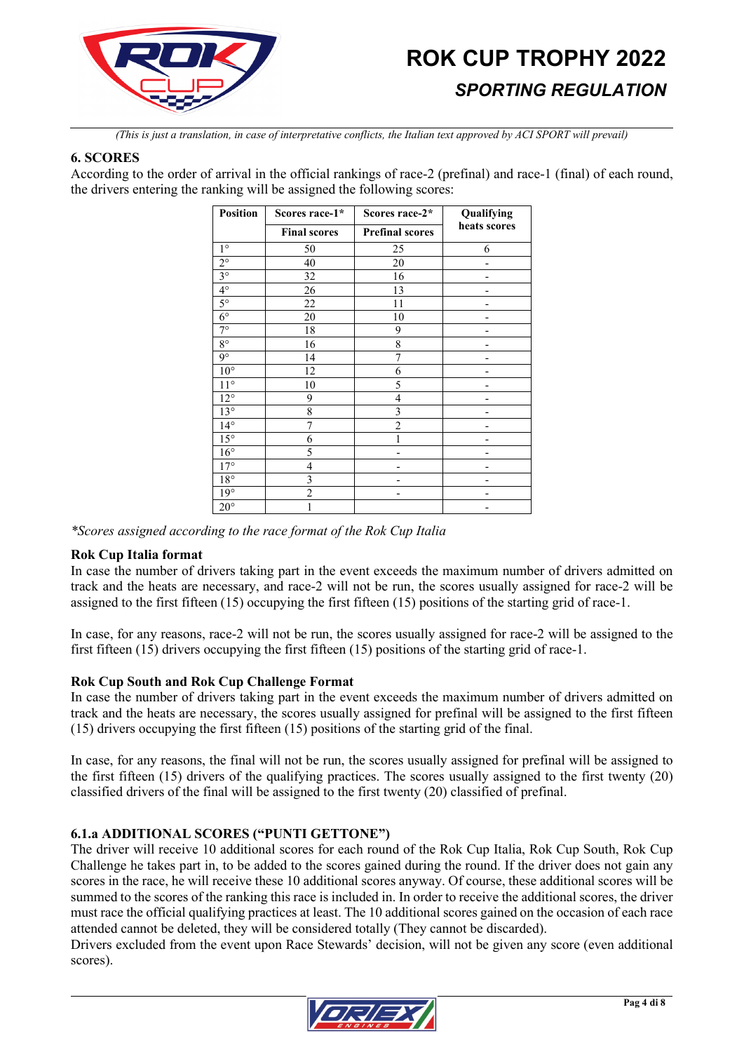*(This is just a translation, in case of interpretative conflicts, the Italian text approved by ACI SPORT will prevail)*

### 6. SCORES

According to the order of arrival in the official rankings of race-2 (prefinal) and race-1 (final) of each round, the drivers entering the ranking will be assigned the following scores:

| Position | Scores race-1* | Scores race-2* | Qualifying heats scores |
|---|---|---|---|
| | Final scores | Prefinal scores | |
| 1° | 50 | 25 | 6 |
| 2° | 40 | 20 | - |
| 3° | 32 | 16 | - |
| 4° | 26 | 13 | - |
| 5° | 22 | 11 | - |
| 6° | 20 | 10 | - |
| 7° | 18 | 9 | - |
| 8° | 16 | 8 | - |
| 9° | 14 | 7 | - |
| 10° | 12 | 6 | - |
| 11° | 10 | 5 | - |
| 12° | 9 | 4 | - |
| 13° | 8 | 3 | - |
| 14° | 7 | 2 | - |
| 15° | 6 | 1 | - |
| 16° | 5 | - | - |
| 17° | 4 | - | - |
| 18° | 3 | - | - |
| 19° | 2 | - | - |
| 20° | 1 | | - |

*\*Scores assigned according to the race format of the Rok Cup Italia*

**Rok Cup Italia format**

In case the number of drivers taking part in the event exceeds the maximum number of drivers admitted on track and the heats are necessary, and race-2 will not be run, the scores usually assigned for race-2 will be assigned to the first fifteen (15) occupying the first fifteen (15) positions of the starting grid of race-1.

In case, for any reasons, race-2 will not be run, the scores usually assigned for race-2 will be assigned to the first fifteen (15) drivers occupying the first fifteen (15) positions of the starting grid of race-1.

**Rok Cup South and Rok Cup Challenge Format**

In case the number of drivers taking part in the event exceeds the maximum number of drivers admitted on track and the heats are necessary, the scores usually assigned for prefinal will be assigned to the first fifteen (15) drivers occupying the first fifteen (15) positions of the starting grid of the final.

In case, for any reasons, the final will not be run, the scores usually assigned for prefinal will be assigned to the first fifteen (15) drivers of the qualifying practices. The scores usually assigned to the first twenty (20) classified drivers of the final will be assigned to the first twenty (20) classified of prefinal.

### 6.1.a ADDITIONAL SCORES ("PUNTI GETTONE")

The driver will receive 10 additional scores for each round of the Rok Cup Italia, Rok Cup South, Rok Cup Challenge he takes part in, to be added to the scores gained during the round. If the driver does not gain any scores in the race, he will receive these 10 additional scores anyway. Of course, these additional scores will be summed to the scores of the ranking this race is included in. In order to receive the additional scores, the driver must race the official qualifying practices at least. The 10 additional scores gained on the occasion of each race attended cannot be deleted, they will be considered totally (They cannot be discarded).

Drivers excluded from the event upon Race Stewards' decision, will not be given any score (even additional scores).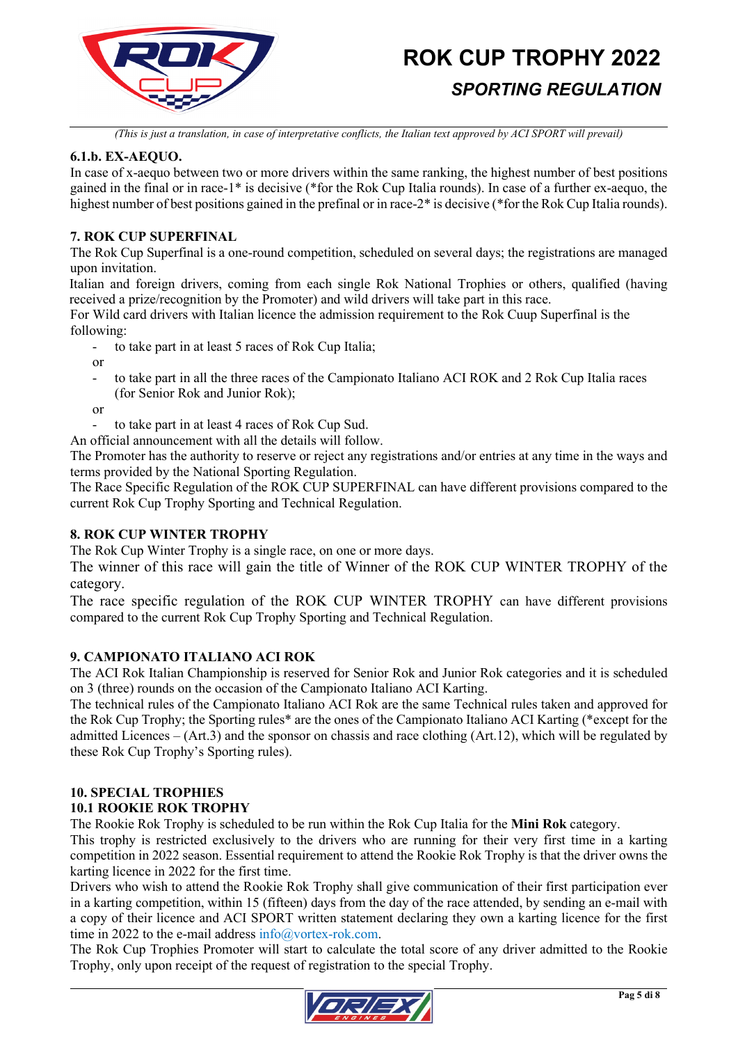### 6.1.b. EX-AEQUO.

In case of x-aequo between two or more drivers within the same ranking, the highest number of best positions gained in the final or in race-1* is decisive (*for the Rok Cup Italia rounds). In case of a further ex-aequo, the highest number of best positions gained in the prefinal or in race-2* is decisive (*for the Rok Cup Italia rounds).

## 7. ROK CUP SUPERFINAL

The Rok Cup Superfinal is a one-round competition, scheduled on several days; the registrations are managed upon invitation.

Italian and foreign drivers, coming from each single Rok National Trophies or others, qualified (having received a prize/recognition by the Promoter) and wild drivers will take part in this race.

For Wild card drivers with Italian licence the admission requirement to the Rok Cuup Superfinal is the following:

- to take part in at least 5 races of Rok Cup Italia;

or

- to take part in all the three races of the Campionato Italiano ACI ROK and 2 Rok Cup Italia races (for Senior Rok and Junior Rok);

or

- to take part in at least 4 races of Rok Cup Sud.

An official announcement with all the details will follow.

The Promoter has the authority to reserve or reject any registrations and/or entries at any time in the ways and terms provided by the National Sporting Regulation.

The Race Specific Regulation of the ROK CUP SUPERFINAL can have different provisions compared to the current Rok Cup Trophy Sporting and Technical Regulation.

## 8. ROK CUP WINTER TROPHY

The Rok Cup Winter Trophy is a single race, on one or more days.

The winner of this race will gain the title of Winner of the ROK CUP WINTER TROPHY of the category.

The race specific regulation of the ROK CUP WINTER TROPHY can have different provisions compared to the current Rok Cup Trophy Sporting and Technical Regulation.

## 9. CAMPIONATO ITALIANO ACI ROK

The ACI Rok Italian Championship is reserved for Senior Rok and Junior Rok categories and it is scheduled on 3 (three) rounds on the occasion of the Campionato Italiano ACI Karting.

The technical rules of the Campionato Italiano ACI Rok are the same Technical rules taken and approved for the Rok Cup Trophy; the Sporting rules* are the ones of the Campionato Italiano ACI Karting (*except for the admitted Licences – (Art.3) and the sponsor on chassis and race clothing (Art.12), which will be regulated by these Rok Cup Trophy's Sporting rules).

## 10. SPECIAL TROPHIES

### 10.1 ROOKIE ROK TROPHY

The Rookie Rok Trophy is scheduled to be run within the Rok Cup Italia for the **Mini Rok** category.

This trophy is restricted exclusively to the drivers who are running for their very first time in a karting competition in 2022 season. Essential requirement to attend the Rookie Rok Trophy is that the driver owns the karting licence in 2022 for the first time.

Drivers who wish to attend the Rookie Rok Trophy shall give communication of their first participation ever in a karting competition, within 15 (fifteen) days from the day of the race attended, by sending an e-mail with a copy of their licence and ACI SPORT written statement declaring they own a karting licence for the first time in 2022 to the e-mail address info@vortex-rok.com.

The Rok Cup Trophies Promoter will start to calculate the total score of any driver admitted to the Rookie Trophy, only upon receipt of the request of registration to the special Trophy.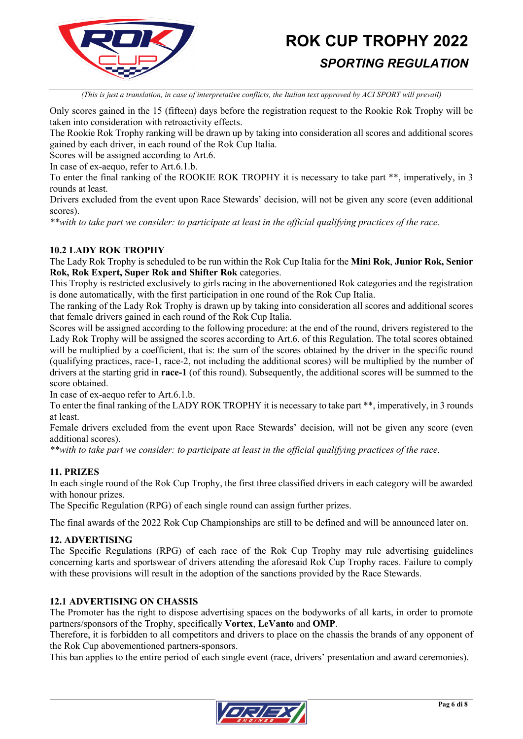*(This is just a translation, in case of interpretative conflicts, the Italian text approved by ACI SPORT will prevail)*

Only scores gained in the 15 (fifteen) days before the registration request to the Rookie Rok Trophy will be taken into consideration with retroactivity effects.
The Rookie Rok Trophy ranking will be drawn up by taking into consideration all scores and additional scores gained by each driver, in each round of the Rok Cup Italia.
Scores will be assigned according to Art.6.
In case of ex-aequo, refer to Art.6.1.b.
To enter the final ranking of the ROOKIE ROK TROPHY it is necessary to take part **, imperatively, in 3 rounds at least.
Drivers excluded from the event upon Race Stewards' decision, will not be given any score (even additional scores).
*\*\*with to take part we consider: to participate at least in the official qualifying practices of the race.*

### 10.2 LADY ROK TROPHY

The Lady Rok Trophy is scheduled to be run within the Rok Cup Italia for the **Mini Rok**, **Junior Rok, Senior Rok, Rok Expert, Super Rok and Shifter Rok** categories.
This Trophy is restricted exclusively to girls racing in the abovementioned Rok categories and the registration is done automatically, with the first participation in one round of the Rok Cup Italia.
The ranking of the Lady Rok Trophy is drawn up by taking into consideration all scores and additional scores that female drivers gained in each round of the Rok Cup Italia.
Scores will be assigned according to the following procedure: at the end of the round, drivers registered to the Lady Rok Trophy will be assigned the scores according to Art.6. of this Regulation. The total scores obtained will be multiplied by a coefficient, that is: the sum of the scores obtained by the driver in the specific round (qualifying practices, race-1, race-2, not including the additional scores) will be multiplied by the number of drivers at the starting grid in **race-1** (of this round). Subsequently, the additional scores will be summed to the score obtained.
In case of ex-aequo refer to Art.6.1.b.
To enter the final ranking of the LADY ROK TROPHY it is necessary to take part **, imperatively, in 3 rounds at least.
Female drivers excluded from the event upon Race Stewards' decision, will not be given any score (even additional scores).
*\*\*with to take part we consider: to participate at least in the official qualifying practices of the race.*

## 11. PRIZES

In each single round of the Rok Cup Trophy, the first three classified drivers in each category will be awarded with honour prizes.
The Specific Regulation (RPG) of each single round can assign further prizes.

The final awards of the 2022 Rok Cup Championships are still to be defined and will be announced later on.

## 12. ADVERTISING

The Specific Regulations (RPG) of each race of the Rok Cup Trophy may rule advertising guidelines concerning karts and sportswear of drivers attending the aforesaid Rok Cup Trophy races. Failure to comply with these provisions will result in the adoption of the sanctions provided by the Race Stewards.

### 12.1 ADVERTISING ON CHASSIS

The Promoter has the right to dispose advertising spaces on the bodyworks of all karts, in order to promote partners/sponsors of the Trophy, specifically **Vortex**, **LeVanto** and **OMP**.
Therefore, it is forbidden to all competitors and drivers to place on the chassis the brands of any opponent of the Rok Cup abovementioned partners-sponsors.
This ban applies to the entire period of each single event (race, drivers' presentation and award ceremonies).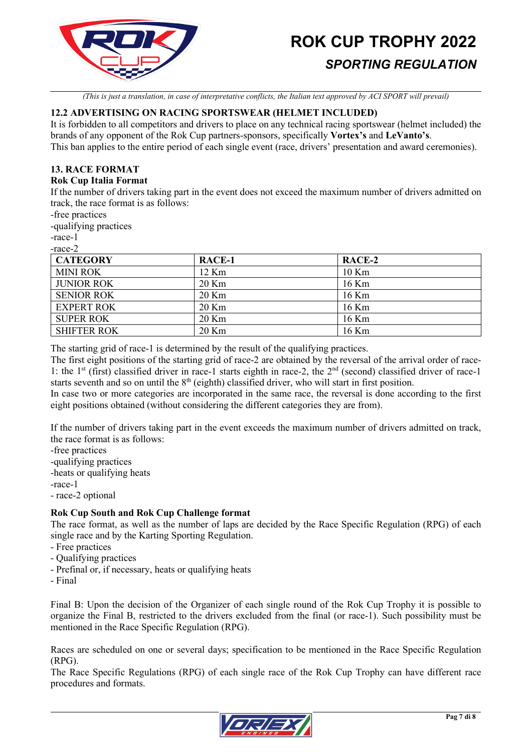*(This is just a translation, in case of interpretative conflicts, the Italian text approved by ACI SPORT will prevail)*

### 12.2 ADVERTISING ON RACING SPORTSWEAR (HELMET INCLUDED)

It is forbidden to all competitors and drivers to place on any technical racing sportswear (helmet included) the brands of any opponent of the Rok Cup partners-sponsors, specifically **Vortex's** and **LeVanto's**.
This ban applies to the entire period of each single event (race, drivers' presentation and award ceremonies).

## 13. RACE FORMAT

### Rok Cup Italia Format

If the number of drivers taking part in the event does not exceed the maximum number of drivers admitted on track, the race format is as follows:

-free practices
-qualifying practices
-race-1
-race-2

| CATEGORY | RACE-1 | RACE-2 |
|---|---|---|
| MINI ROK | 12 Km | 10 Km |
| JUNIOR ROK | 20 Km | 16 Km |
| SENIOR ROK | 20 Km | 16 Km |
| EXPERT ROK | 20 Km | 16 Km |
| SUPER ROK | 20 Km | 16 Km |
| SHIFTER ROK | 20 Km | 16 Km |

The starting grid of race-1 is determined by the result of the qualifying practices.
The first eight positions of the starting grid of race-2 are obtained by the reversal of the arrival order of race-1: the 1st (first) classified driver in race-1 starts eighth in race-2, the 2nd (second) classified driver of race-1 starts seventh and so on until the 8th (eighth) classified driver, who will start in first position.
In case two or more categories are incorporated in the same race, the reversal is done according to the first eight positions obtained (without considering the different categories they are from).

If the number of drivers taking part in the event exceeds the maximum number of drivers admitted on track, the race format is as follows:

-free practices
-qualifying practices
-heats or qualifying heats
-race-1
- race-2 optional

### Rok Cup South and Rok Cup Challenge format

The race format, as well as the number of laps are decided by the Race Specific Regulation (RPG) of each single race and by the Karting Sporting Regulation.

- Free practices
- Qualifying practices
- Prefinal or, if necessary, heats or qualifying heats
- Final

Final B: Upon the decision of the Organizer of each single round of the Rok Cup Trophy it is possible to organize the Final B, restricted to the drivers excluded from the final (or race-1). Such possibility must be mentioned in the Race Specific Regulation (RPG).

Races are scheduled on one or several days; specification to be mentioned in the Race Specific Regulation (RPG).
The Race Specific Regulations (RPG) of each single race of the Rok Cup Trophy can have different race procedures and formats.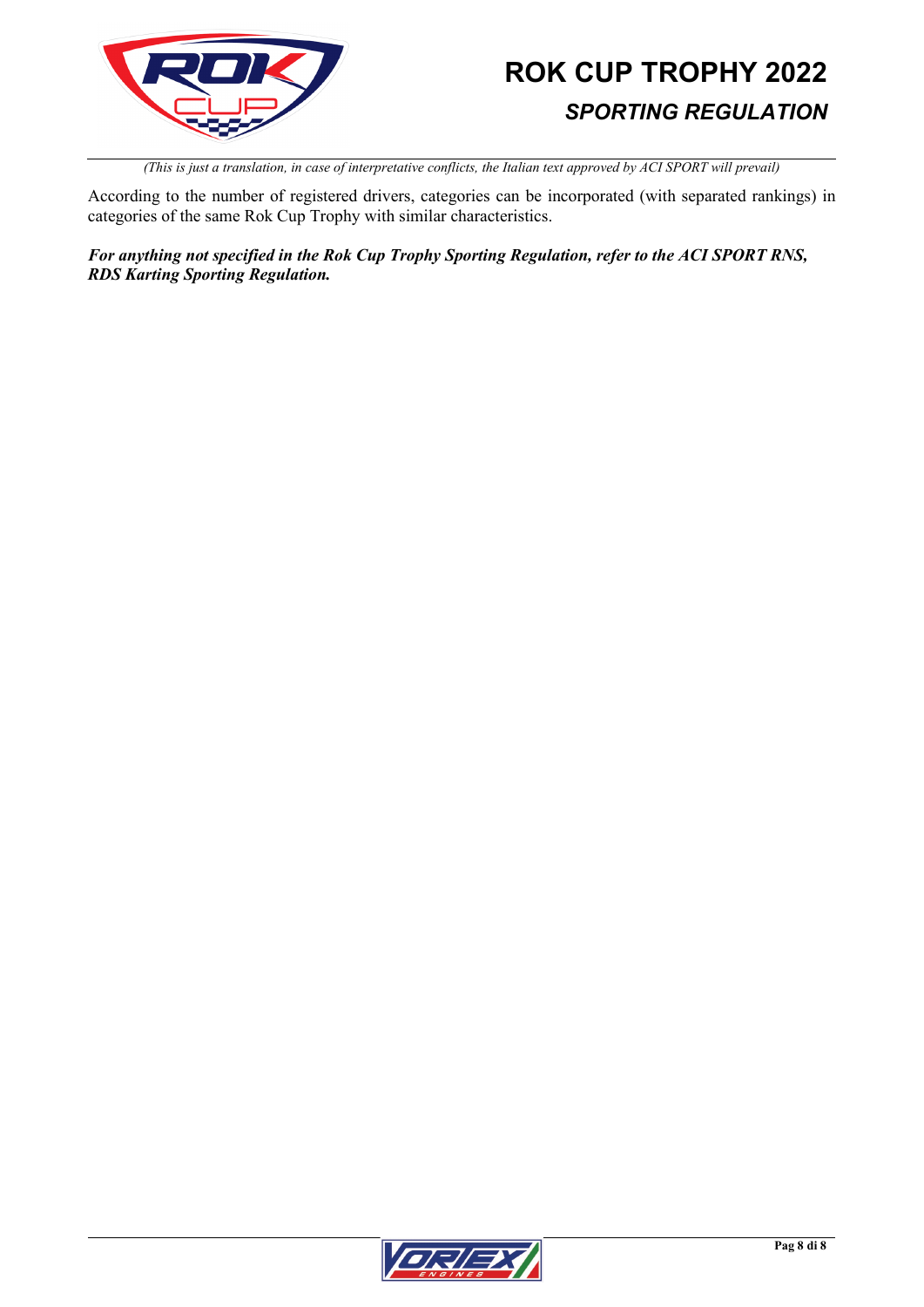According to the number of registered drivers, categories can be incorporated (with separated rankings) in categories of the same Rok Cup Trophy with similar characteristics.

***For anything not specified in the Rok Cup Trophy Sporting Regulation, refer to the ACI SPORT RNS, RDS Karting Sporting Regulation.***